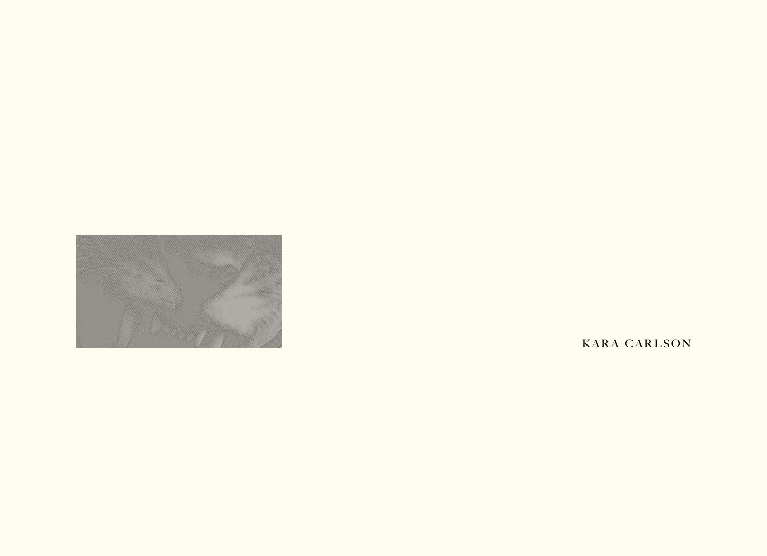KARA CARLSON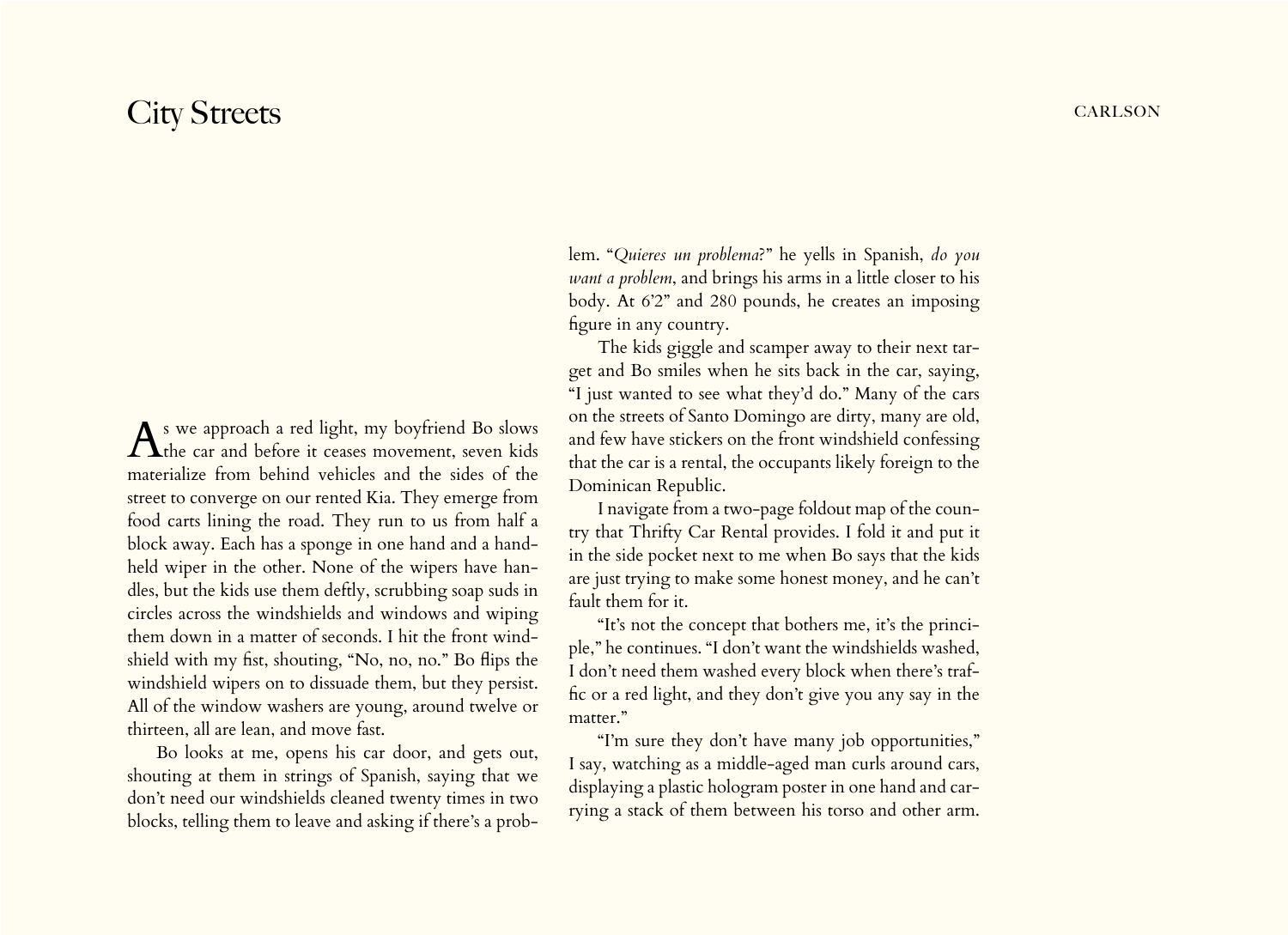# City Streets

As we approach a red light, my boyfriend Bo slows the car and before it ceases movement, seven kids materialize from behind vehicles and the sides of the street to converge on our rented Kia. They emerge from food carts lining the road. They run to us from half a block away. Each has a sponge in one hand and a handheld wiper in the other. None of the wipers have handles, but the kids use them deftly, scrubbing soap suds in circles across the windshields and windows and wiping them down in a matter of seconds. I hit the front windshield with my fist, shouting, "No, no, no." Bo flips the windshield wipers on to dissuade them, but they persist. All of the window washers are young, around twelve or thirteen, all are lean, and move fast.

Bo looks at me, opens his car door, and gets out, shouting at them in strings of Spanish, saying that we don't need our windshields cleaned twenty times in two blocks, telling them to leave and asking if there's a problem. "*Quieres un problema*?" he yells in Spanish, *do you want a problem*, and brings his arms in a little closer to his body. At 6'2" and 280 pounds, he creates an imposing figure in any country.

The kids giggle and scamper away to their next target and Bo smiles when he sits back in the car, saying, "I just wanted to see what they'd do." Many of the cars on the streets of Santo Domingo are dirty, many are old, and few have stickers on the front windshield confessing that the car is a rental, the occupants likely foreign to the Dominican Republic.

I navigate from a two-page foldout map of the country that Thrifty Car Rental provides. I fold it and put it in the side pocket next to me when Bo says that the kids are just trying to make some honest money, and he can't fault them for it.

"It's not the concept that bothers me, it's the principle," he continues. "I don't want the windshields washed, I don't need them washed every block when there's traffic or a red light, and they don't give you any say in the matter."

"I'm sure they don't have many job opportunities," I say, watching as a middle-aged man curls around cars, displaying a plastic hologram poster in one hand and carrying a stack of them between his torso and other arm.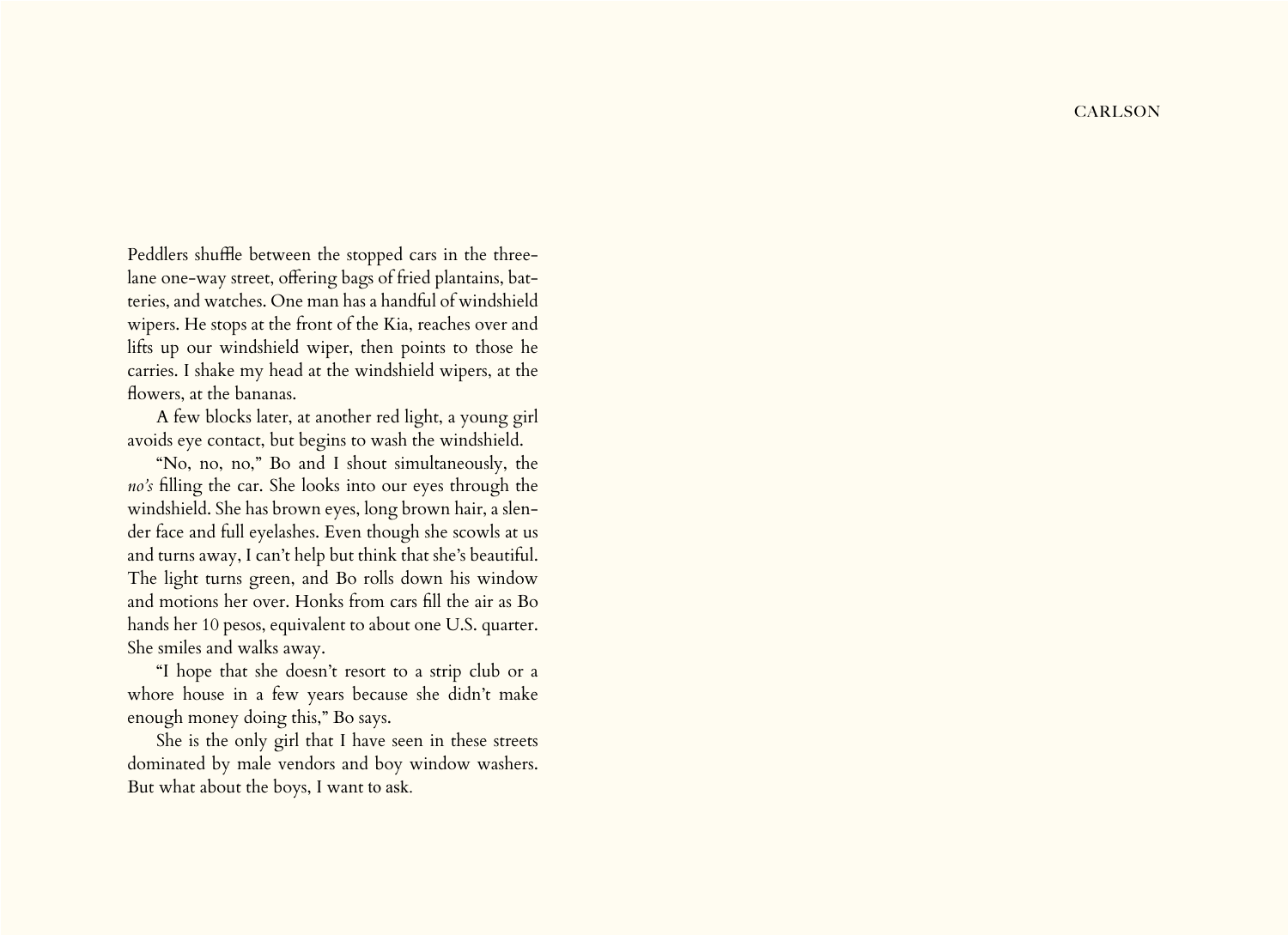Peddlers shuffle between the stopped cars in the three-lane one-way street, offering bags of fried plantains, batteries, and watches. One man has a handful of windshield wipers. He stops at the front of the Kia, reaches over and lifts up our windshield wiper, then points to those he carries. I shake my head at the windshield wipers, at the flowers, at the bananas.

A few blocks later, at another red light, a young girl avoids eye contact, but begins to wash the windshield.

"No, no, no," Bo and I shout simultaneously, the *no's* filling the car. She looks into our eyes through the windshield. She has brown eyes, long brown hair, a slender face and full eyelashes. Even though she scowls at us and turns away, I can't help but think that she's beautiful. The light turns green, and Bo rolls down his window and motions her over. Honks from cars fill the air as Bo hands her 10 pesos, equivalent to about one U.S. quarter. She smiles and walks away.

"I hope that she doesn't resort to a strip club or a whore house in a few years because she didn't make enough money doing this," Bo says.

She is the only girl that I have seen in these streets dominated by male vendors and boy window washers. But what about the boys, I want to ask.